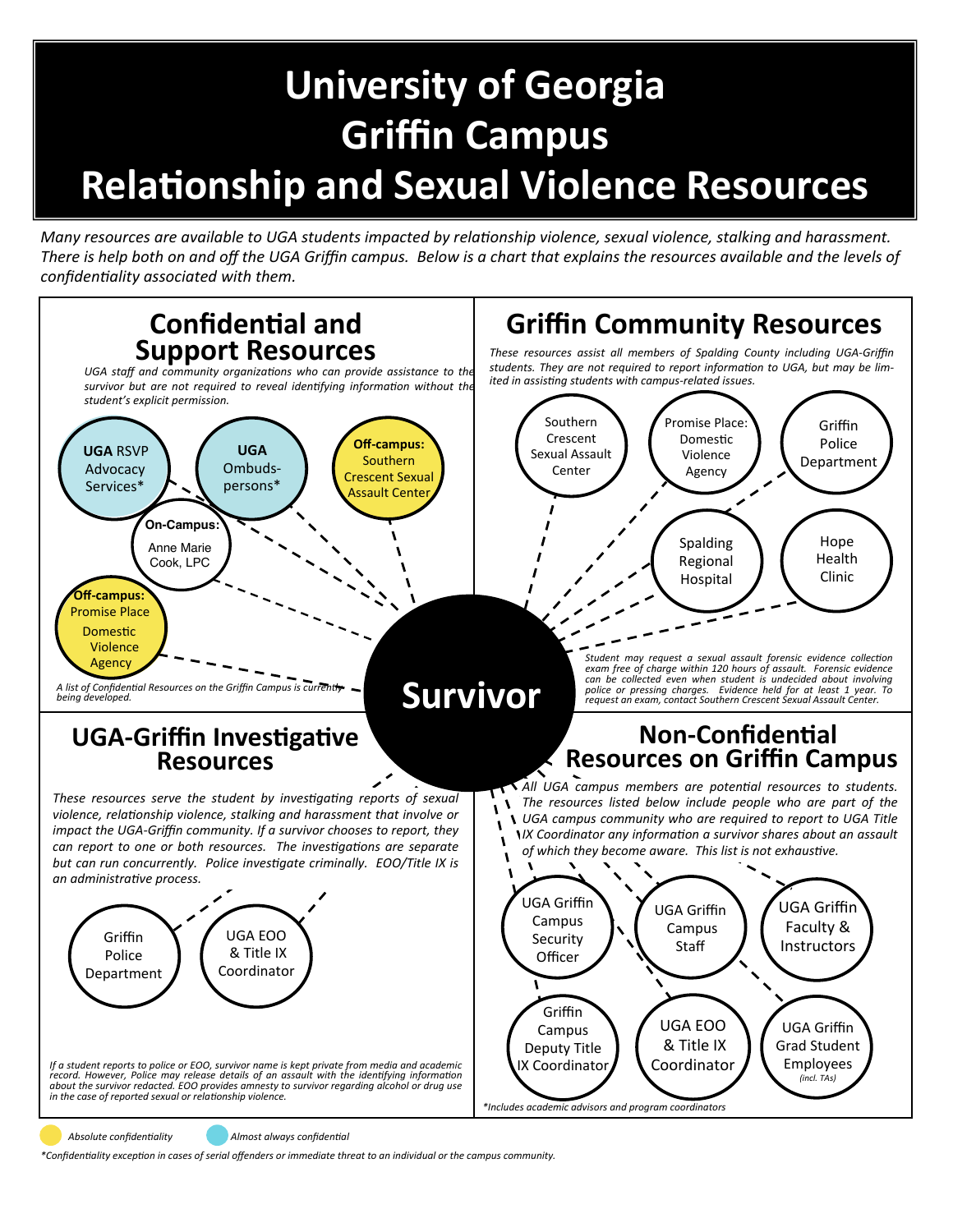# University of Georgia Griffin Campus Relationship and Sexual Violence Resources

*Many resources are available to UGA students impacted by relationship violence, sexual violence, stalking and harassment. There is help both on and off the UGA Griffin campus. Below is a chart that explains the resources available and the levels of confidentiality associated with them.*

## Confidential and Support Resources

*UGA staff and community organizations who can provide assistance to the survivor but are not required to reveal identifying information without the student's explicit permission.*

- **UGA** RSVP Advocacy Services*
- **UGA** Ombudspersons*
- **Off-campus:** Southern Crescent Sexual Assault Center
- **On-Campus:** Anne Marie Cook, LPC
- **Off-campus:** Promise Place Domestic Violence Agency

*A list of Confidential Resources on the Griffin Campus is currently being developed.*

## Griffin Community Resources

*These resources assist all members of Spalding County including UGA-Griffin students. They are not required to report information to UGA, but may be limited in assisting students with campus-related issues.*

- Southern Crescent Sexual Assault Center
- Promise Place: Domestic Violence Agency
- Griffin Police Department
- Spalding Regional Hospital
- Hope Health Clinic

*Student may request a sexual assault forensic evidence collection exam free of charge within 120 hours of assault. Forensic evidence can be collected even when student is undecided about involving police or pressing charges. Evidence held for at least 1 year. To request an exam, contact Southern Crescent Sexual Assault Center.*

## Survivor

## UGA-Griffin Investigative Resources

*These resources serve the student by investigating reports of sexual violence, relationship violence, stalking and harassment that involve or impact the UGA-Griffin community. If a survivor chooses to report, they can report to one or both resources. The investigations are separate but can run concurrently. Police investigate criminally. EOO/Title IX is an administrative process.*

- Griffin Police Department
- UGA EOO & Title IX Coordinator

*If a student reports to police or EOO, survivor name is kept private from media and academic record. However, Police may release details of an assault with the identifying information about the survivor redacted. EOO provides amnesty to survivor regarding alcohol or drug use in the case of reported sexual or relationship violence.*

## Non-Confidential Resources on Griffin Campus

*All UGA campus members are potential resources to students. The resources listed below include people who are part of the UGA campus community who are required to report to UGA Title IX Coordinator any information a survivor shares about an assault of which they become aware. This list is not exhaustive.*

- UGA Griffin Campus Security Officer
- UGA Griffin Campus Staff
- UGA Griffin Faculty & Instructors
- Griffin Campus Deputy Title IX Coordinator
- UGA EOO & Title IX Coordinator
- UGA Griffin Grad Student Employees *(incl. TAs)*

*Includes academic advisors and program coordinators

*Absolute confidentiality* (yellow) *Almost always confidential* (blue)

*Confidentiality exception in cases of serial offenders or immediate threat to an individual or the campus community.*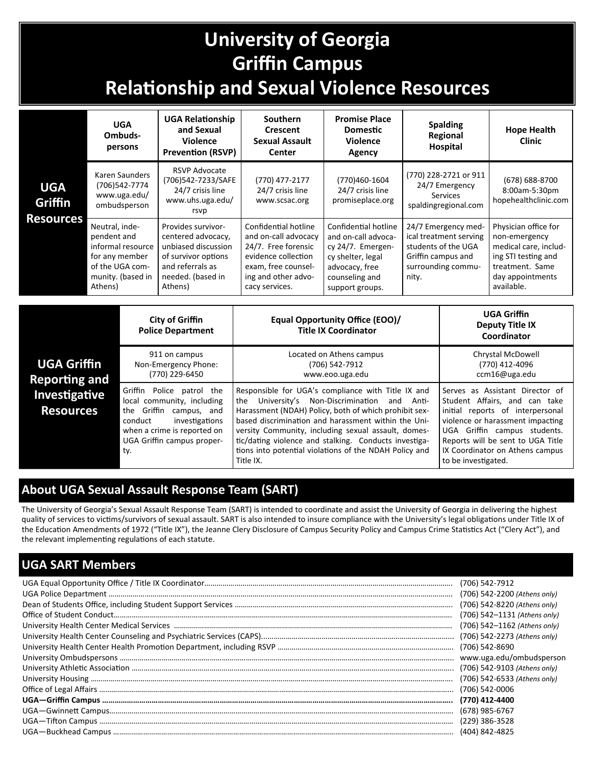# University of Georgia
# Griffin Campus
# Relationship and Sexual Violence Resources

| UGA Griffin Resources | UGA Ombudspersons | UGA Relationship and Sexual Violence Prevention (RSVP) | Southern Crescent Sexual Assault Center | Promise Place Domestic Violence Agency | Spalding Regional Hospital | Hope Health Clinic |
|---|---|---|---|---|---|---|
| | Karen Saunders (706)542-7774 www.uga.edu/ombudsperson | RSVP Advocate (706)542-7233/SAFE 24/7 crisis line www.uhs.uga.edu/rsvp | (770) 477-2177 24/7 crisis line www.scsac.org | (770)460-1604 24/7 crisis line promiseplace.org | (770) 228-2721 or 911 24/7 Emergency Services spaldingregional.com | (678) 688-8700 8:00am-5:30pm hopehealthclinic.com |
| | Neutral, independent and informal resource for any member of the UGA community. (based in Athens) | Provides survivor-centered advocacy, unbiased discussion of survivor options and referrals as needed. (based in Athens) | Confidential hotline and on-call advocacy 24/7. Free forensic evidence collection exam, free counseling and other advocacy services. | Confidential hotline and on-call advocacy 24/7. Emergency shelter, legal advocacy, free counseling and support groups. | 24/7 Emergency medical treatment serving students of the UGA Griffin campus and surrounding community. | Physician office for non-emergency medical care, including STI testing and treatment. Same day appointments available. |

| UGA Griffin Reporting and Investigative Resources | City of Griffin Police Department | Equal Opportunity Office (EOO)/ Title IX Coordinator | UGA Griffin Deputy Title IX Coordinator |
|---|---|---|---|
| | 911 on campus Non-Emergency Phone: (770) 229-6450 | Located on Athens campus (706) 542-7912 www.eoo.uga.edu | Chrystal McDowell (770) 412-4096 ccm16@uga.edu |
| | Griffin Police patrol the local community, including the Griffin campus, and conduct investigations when a crime is reported on UGA Griffin campus property. | Responsible for UGA's compliance with Title IX and the University's Non-Discrimination and Anti-Harassment (NDAH) Policy, both of which prohibit sex-based discrimination and harassment within the University Community, including sexual assault, domestic/dating violence and stalking. Conducts investigations into potential violations of the NDAH Policy and Title IX. | Serves as Assistant Director of Student Affairs, and can take initial reports of interpersonal violence or harassment impacting UGA Griffin campus students. Reports will be sent to UGA Title IX Coordinator on Athens campus to be investigated. |

## About UGA Sexual Assault Response Team (SART)

The University of Georgia's Sexual Assault Response Team (SART) is intended to coordinate and assist the University of Georgia in delivering the highest quality of services to victims/survivors of sexual assault. SART is also intended to insure compliance with the University's legal obligations under Title IX of the Education Amendments of 1972 ("Title IX"), the Jeanne Clery Disclosure of Campus Security Policy and Campus Crime Statistics Act ("Clery Act"), and the relevant implementing regulations of each statute.

## UGA SART Members

| | |
|---|---|
| UGA Equal Opportunity Office / Title IX Coordinator | (706) 542-7912 |
| UGA Police Department | (706) 542-2200 *(Athens only)* |
| Dean of Students Office, including Student Support Services | (706) 542-8220 *(Athens only)* |
| Office of Student Conduct | (706) 542–1131 *(Athens only)* |
| University Health Center Medical Services | (706) 542–1162 *(Athens only)* |
| University Health Center Counseling and Psychiatric Services (CAPS) | (706) 542-2273 *(Athens only)* |
| University Health Center Health Promotion Department, including RSVP | (706) 542-8690 |
| University Ombudspersons | www.uga.edu/ombudsperson |
| University Athletic Association | (706) 542-9103 *(Athens only)* |
| University Housing | (706) 542-6533 *(Athens only)* |
| Office of Legal Affairs | (706) 542-0006 |
| **UGA—Griffin Campus** | **(770) 412-4400** |
| UGA—Gwinnett Campus | (678) 985-6767 |
| UGA—Tifton Campus | (229) 386-3528 |
| UGA—Buckhead Campus | (404) 842-4825 |